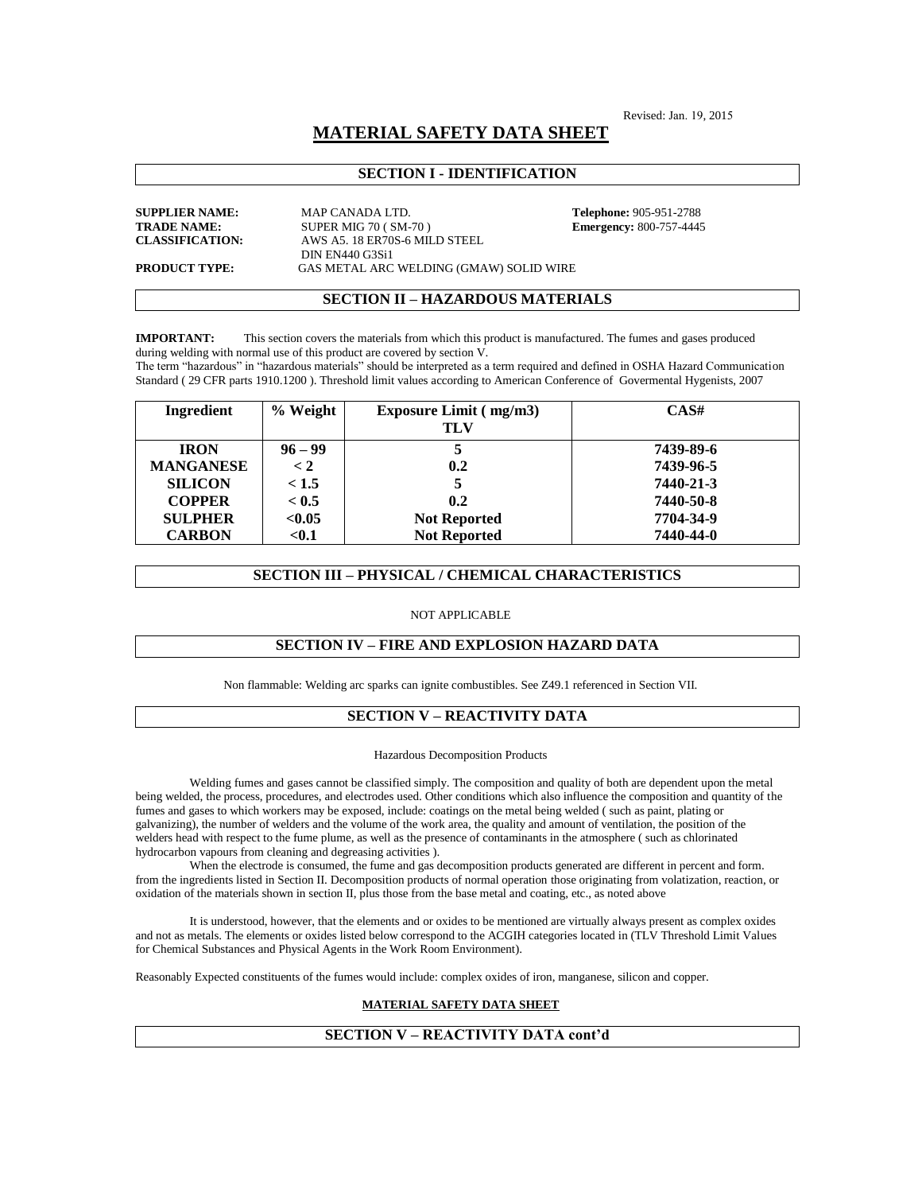Revised: Jan. 19, 2015

# MATERIAL SAFETY DATA SHEET

## SECTION I - IDENTIFICATION

**SUPPLIER NAME:** MAP CANADA LTD.

**TRADE NAME:** SUPER MIG 70 ( SM-70 )

**CLASSIFICATION:** AWS A5. 18 ER70S-6 MILD STEEL
DIN EN440 G3Si1

**PRODUCT TYPE:** GAS METAL ARC WELDING (GMAW) SOLID WIRE

**Telephone:** 905-951-2788
**Emergency:** 800-757-4445

## SECTION II – HAZARDOUS MATERIALS

**IMPORTANT:** This section covers the materials from which this product is manufactured. The fumes and gases produced during welding with normal use of this product are covered by section V.
The term "hazardous" in "hazardous materials" should be interpreted as a term required and defined in OSHA Hazard Communication Standard ( 29 CFR parts 1910.1200 ). Threshold limit values according to American Conference of Govermental Hygenists, 2007

| Ingredient | % Weight | Exposure Limit ( mg/m3) TLV | CAS# |
|---|---|---|---|
| IRON | 96 – 99 | 5 | 7439-89-6 |
| MANGANESE | < 2 | 0.2 | 7439-96-5 |
| SILICON | < 1.5 | 5 | 7440-21-3 |
| COPPER | < 0.5 | 0.2 | 7440-50-8 |
| SULPHER | <0.05 | Not Reported | 7704-34-9 |
| CARBON | <0.1 | Not Reported | 7440-44-0 |

## SECTION III – PHYSICAL / CHEMICAL CHARACTERISTICS

NOT APPLICABLE

## SECTION IV – FIRE AND EXPLOSION HAZARD DATA

Non flammable: Welding arc sparks can ignite combustibles. See Z49.1 referenced in Section VII.

## SECTION V – REACTIVITY DATA

Hazardous Decomposition Products

Welding fumes and gases cannot be classified simply. The composition and quality of both are dependent upon the metal being welded, the process, procedures, and electrodes used. Other conditions which also influence the composition and quantity of the fumes and gases to which workers may be exposed, include: coatings on the metal being welded ( such as paint, plating or galvanizing), the number of welders and the volume of the work area, the quality and amount of ventilation, the position of the welders head with respect to the fume plume, as well as the presence of contaminants in the atmosphere ( such as chlorinated hydrocarbon vapours from cleaning and degreasing activities ).

When the electrode is consumed, the fume and gas decomposition products generated are different in percent and form. from the ingredients listed in Section II. Decomposition products of normal operation those originating from volatization, reaction, or oxidation of the materials shown in section II, plus those from the base metal and coating, etc., as noted above

It is understood, however, that the elements and or oxides to be mentioned are virtually always present as complex oxides and not as metals. The elements or oxides listed below correspond to the ACGIH categories located in (TLV Threshold Limit Values for Chemical Substances and Physical Agents in the Work Room Environment).

Reasonably Expected constituents of the fumes would include: complex oxides of iron, manganese, silicon and copper.

**MATERIAL SAFETY DATA SHEET**

## SECTION V – REACTIVITY DATA cont'd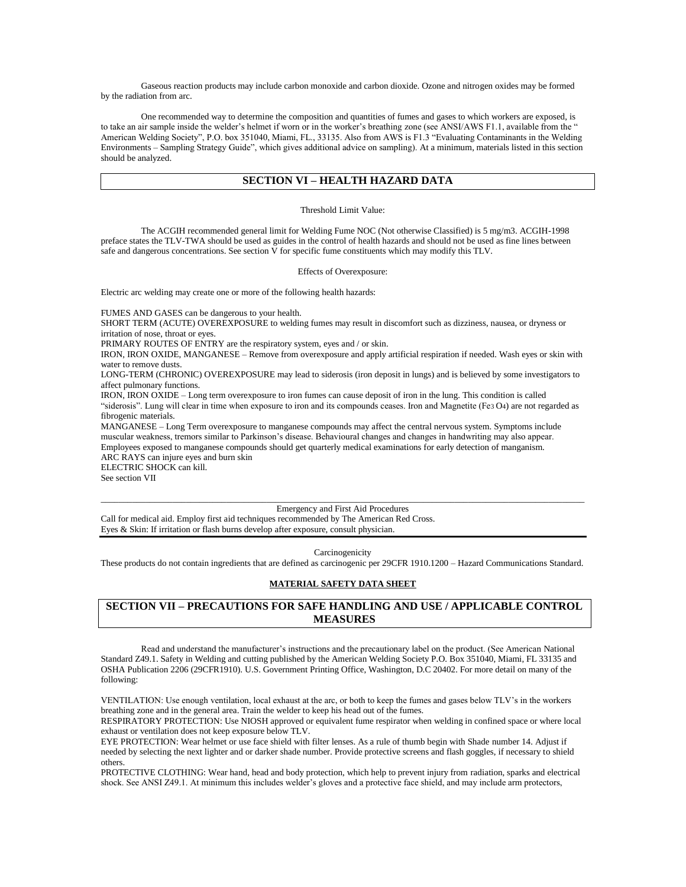Gaseous reaction products may include carbon monoxide and carbon dioxide. Ozone and nitrogen oxides may be formed by the radiation from arc.

One recommended way to determine the composition and quantities of fumes and gases to which workers are exposed, is to take an air sample inside the welder's helmet if worn or in the worker's breathing zone (see ANSI/AWS F1.1, available from the " American Welding Society", P.O. box 351040, Miami, FL., 33135. Also from AWS is F1.3 "Evaluating Contaminants in the Welding Environments – Sampling Strategy Guide", which gives additional advice on sampling). At a minimum, materials listed in this section should be analyzed.

## SECTION VI – HEALTH HAZARD DATA

Threshold Limit Value:

The ACGIH recommended general limit for Welding Fume NOC (Not otherwise Classified) is 5 mg/m3. ACGIH-1998 preface states the TLV-TWA should be used as guides in the control of health hazards and should not be used as fine lines between safe and dangerous concentrations. See section V for specific fume constituents which may modify this TLV.

Effects of Overexposure:

Electric arc welding may create one or more of the following health hazards:

FUMES AND GASES can be dangerous to your health.
SHORT TERM (ACUTE) OVEREXPOSURE to welding fumes may result in discomfort such as dizziness, nausea, or dryness or irritation of nose, throat or eyes.
PRIMARY ROUTES OF ENTRY are the respiratory system, eyes and / or skin.
IRON, IRON OXIDE, MANGANESE – Remove from overexposure and apply artificial respiration if needed. Wash eyes or skin with water to remove dusts.
LONG-TERM (CHRONIC) OVEREXPOSURE may lead to siderosis (iron deposit in lungs) and is believed by some investigators to affect pulmonary functions.
IRON, IRON OXIDE – Long term overexposure to iron fumes can cause deposit of iron in the lung. This condition is called "siderosis". Lung will clear in time when exposure to iron and its compounds ceases. Iron and Magnetite ($Fe_3O_4$) are not regarded as fibrogenic materials.
MANGANESE – Long Term overexposure to manganese compounds may affect the central nervous system. Symptoms include muscular weakness, tremors similar to Parkinson's disease. Behavioural changes and changes in handwriting may also appear. Employees exposed to manganese compounds should get quarterly medical examinations for early detection of manganism.
ARC RAYS can injure eyes and burn skin
ELECTRIC SHOCK can kill.
See section VII

---

Emergency and First Aid Procedures

Call for medical aid. Employ first aid techniques recommended by The American Red Cross.
Eyes & Skin: If irritation or flash burns develop after exposure, consult physician.

---

Carcinogenicity

These products do not contain ingredients that are defined as carcinogenic per 29CFR 1910.1200 – Hazard Communications Standard.

**MATERIAL SAFETY DATA SHEET**

## SECTION VII – PRECAUTIONS FOR SAFE HANDLING AND USE / APPLICABLE CONTROL MEASURES

Read and understand the manufacturer's instructions and the precautionary label on the product. (See American National Standard Z49.1. Safety in Welding and cutting published by the American Welding Society P.O. Box 351040, Miami, FL 33135 and OSHA Publication 2206 (29CFR1910). U.S. Government Printing Office, Washington, D.C 20402. For more detail on many of the following:

VENTILATION: Use enough ventilation, local exhaust at the arc, or both to keep the fumes and gases below TLV's in the workers breathing zone and in the general area. Train the welder to keep his head out of the fumes.
RESPIRATORY PROTECTION: Use NIOSH approved or equivalent fume respirator when welding in confined space or where local exhaust or ventilation does not keep exposure below TLV.
EYE PROTECTION: Wear helmet or use face shield with filter lenses. As a rule of thumb begin with Shade number 14. Adjust if needed by selecting the next lighter and or darker shade number. Provide protective screens and flash goggles, if necessary to shield others.
PROTECTIVE CLOTHING: Wear hand, head and body protection, which help to prevent injury from radiation, sparks and electrical shock. See ANSI Z49.1. At minimum this includes welder's gloves and a protective face shield, and may include arm protectors,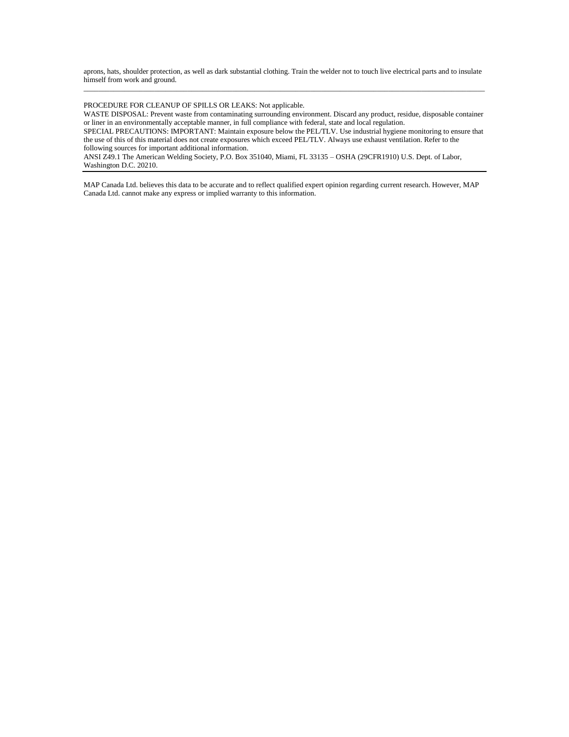aprons, hats, shoulder protection, as well as dark substantial clothing. Train the welder not to touch live electrical parts and to insulate himself from work and ground.

---

PROCEDURE FOR CLEANUP OF SPILLS OR LEAKS: Not applicable.

WASTE DISPOSAL: Prevent waste from contaminating surrounding environment. Discard any product, residue, disposable container or liner in an environmentally acceptable manner, in full compliance with federal, state and local regulation.

SPECIAL PRECAUTIONS: IMPORTANT: Maintain exposure below the PEL/TLV. Use industrial hygiene monitoring to ensure that the use of this of this material does not create exposures which exceed PEL/TLV. Always use exhaust ventilation. Refer to the following sources for important additional information.

ANSI Z49.1 The American Welding Society, P.O. Box 351040, Miami, FL 33135 – OSHA (29CFR1910) U.S. Dept. of Labor, Washington D.C. 20210.

---

MAP Canada Ltd. believes this data to be accurate and to reflect qualified expert opinion regarding current research. However, MAP Canada Ltd. cannot make any express or implied warranty to this information.